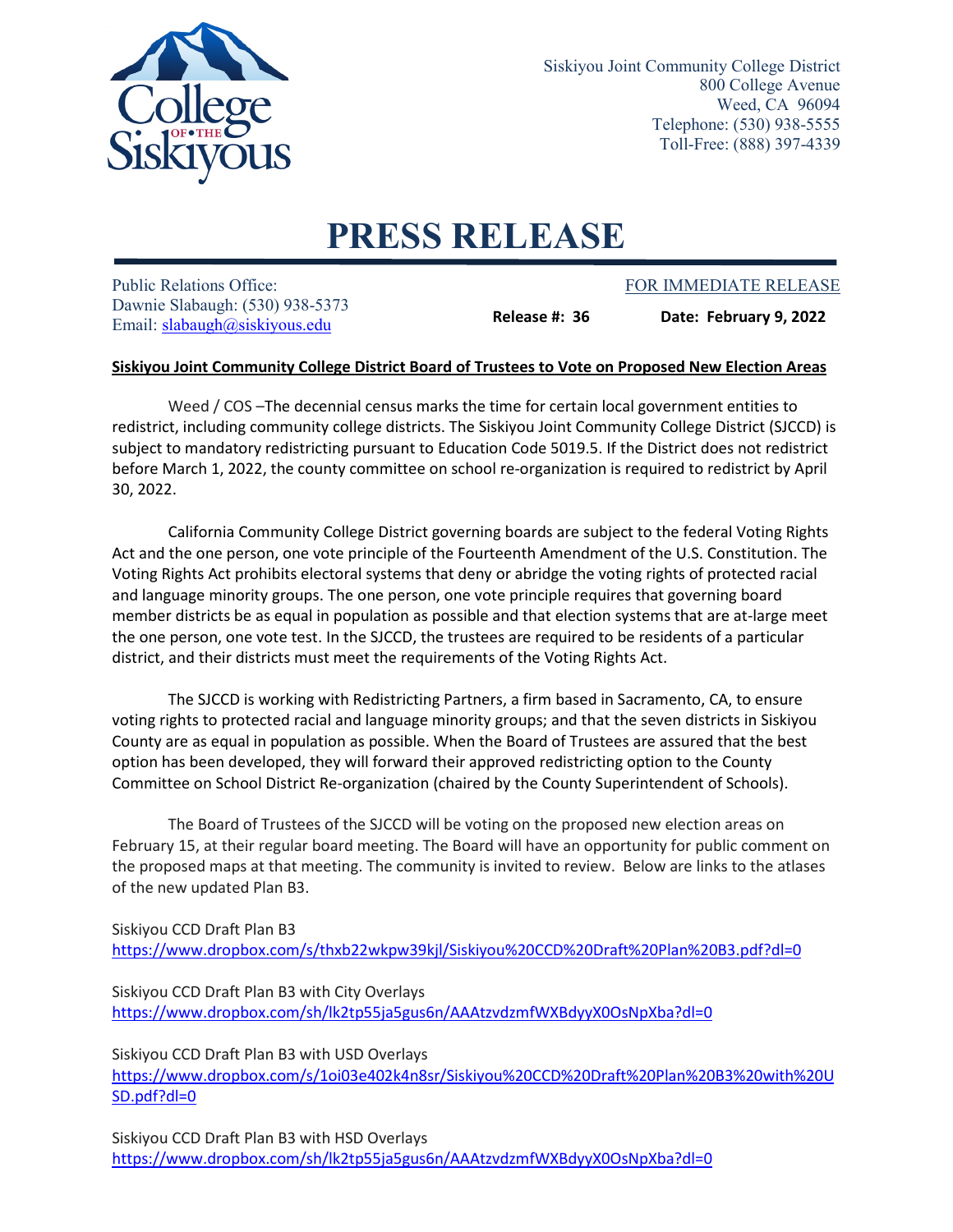Siskiyou Joint Community College District
800 College Avenue
Weed, CA 96094
Telephone: (530) 938-5555
Toll-Free: (888) 397-4339

# PRESS RELEASE

Public Relations Office:
Dawnie Slabaugh: (530) 938-5373
Email: slabaugh@siskiyous.edu

FOR IMMEDIATE RELEASE

**Release #: 36** **Date: February 9, 2022**

**Siskiyou Joint Community College District Board of Trustees to Vote on Proposed New Election Areas**

Weed / COS –The decennial census marks the time for certain local government entities to redistrict, including community college districts. The Siskiyou Joint Community College District (SJCCD) is subject to mandatory redistricting pursuant to Education Code 5019.5. If the District does not redistrict before March 1, 2022, the county committee on school re-organization is required to redistrict by April 30, 2022.

California Community College District governing boards are subject to the federal Voting Rights Act and the one person, one vote principle of the Fourteenth Amendment of the U.S. Constitution. The Voting Rights Act prohibits electoral systems that deny or abridge the voting rights of protected racial and language minority groups. The one person, one vote principle requires that governing board member districts be as equal in population as possible and that election systems that are at-large meet the one person, one vote test. In the SJCCD, the trustees are required to be residents of a particular district, and their districts must meet the requirements of the Voting Rights Act.

The SJCCD is working with Redistricting Partners, a firm based in Sacramento, CA, to ensure voting rights to protected racial and language minority groups; and that the seven districts in Siskiyou County are as equal in population as possible. When the Board of Trustees are assured that the best option has been developed, they will forward their approved redistricting option to the County Committee on School District Re-organization (chaired by the County Superintendent of Schools).

The Board of Trustees of the SJCCD will be voting on the proposed new election areas on February 15, at their regular board meeting. The Board will have an opportunity for public comment on the proposed maps at that meeting. The community is invited to review. Below are links to the atlases of the new updated Plan B3.

Siskiyou CCD Draft Plan B3
https://www.dropbox.com/s/thxb22wkpw39kjl/Siskiyou%20CCD%20Draft%20Plan%20B3.pdf?dl=0

Siskiyou CCD Draft Plan B3 with City Overlays
https://www.dropbox.com/sh/lk2tp55ja5gus6n/AAAtzvdzmfWXBdyyX0OsNpXba?dl=0

Siskiyou CCD Draft Plan B3 with USD Overlays
https://www.dropbox.com/s/1oi03e402k4n8sr/Siskiyou%20CCD%20Draft%20Plan%20B3%20with%20USD.pdf?dl=0

Siskiyou CCD Draft Plan B3 with HSD Overlays
https://www.dropbox.com/sh/lk2tp55ja5gus6n/AAAtzvdzmfWXBdyyX0OsNpXba?dl=0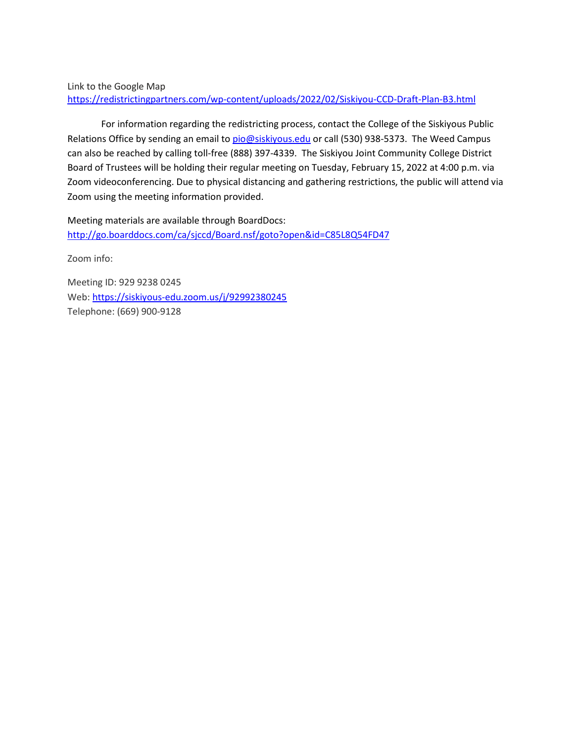Link to the Google Map
https://redistrictingpartners.com/wp-content/uploads/2022/02/Siskiyou-CCD-Draft-Plan-B3.html

For information regarding the redistricting process, contact the College of the Siskiyous Public Relations Office by sending an email to pio@siskiyous.edu or call (530) 938-5373. The Weed Campus can also be reached by calling toll-free (888) 397-4339. The Siskiyou Joint Community College District Board of Trustees will be holding their regular meeting on Tuesday, February 15, 2022 at 4:00 p.m. via Zoom videoconferencing. Due to physical distancing and gathering restrictions, the public will attend via Zoom using the meeting information provided.

Meeting materials are available through BoardDocs:
http://go.boarddocs.com/ca/sjccd/Board.nsf/goto?open&id=C85L8Q54FD47

Zoom info:

Meeting ID: 929 9238 0245
Web: https://siskiyous-edu.zoom.us/j/92992380245
Telephone: (669) 900-9128